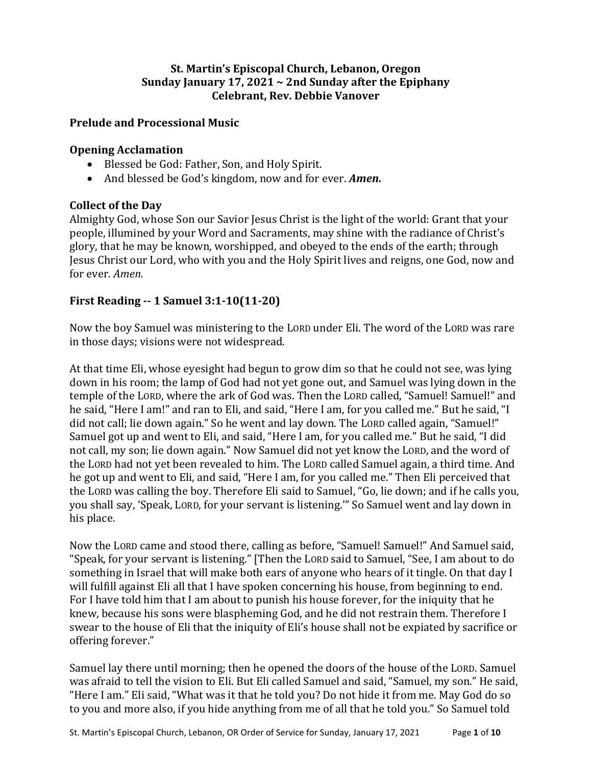**St. Martin's Episcopal Church, Lebanon, Oregon**
**Sunday January 17, 2021 ~ 2nd Sunday after the Epiphany**
**Celebrant, Rev. Debbie Vanover**

## Prelude and Processional Music

## Opening Acclamation

- Blessed be God: Father, Son, and Holy Spirit.
- And blessed be God's kingdom, now and for ever. ***Amen.***

## Collect of the Day

Almighty God, whose Son our Savior Jesus Christ is the light of the world: Grant that your people, illumined by your Word and Sacraments, may shine with the radiance of Christ's glory, that he may be known, worshipped, and obeyed to the ends of the earth; through Jesus Christ our Lord, who with you and the Holy Spirit lives and reigns, one God, now and for ever. *Amen.*

## First Reading -- 1 Samuel 3:1-10(11-20)

Now the boy Samuel was ministering to the LORD under Eli. The word of the LORD was rare in those days; visions were not widespread.

At that time Eli, whose eyesight had begun to grow dim so that he could not see, was lying down in his room; the lamp of God had not yet gone out, and Samuel was lying down in the temple of the LORD, where the ark of God was. Then the LORD called, "Samuel! Samuel!" and he said, "Here I am!" and ran to Eli, and said, "Here I am, for you called me." But he said, "I did not call; lie down again." So he went and lay down. The LORD called again, "Samuel!" Samuel got up and went to Eli, and said, "Here I am, for you called me." But he said, "I did not call, my son; lie down again." Now Samuel did not yet know the LORD, and the word of the LORD had not yet been revealed to him. The LORD called Samuel again, a third time. And he got up and went to Eli, and said, "Here I am, for you called me." Then Eli perceived that the LORD was calling the boy. Therefore Eli said to Samuel, "Go, lie down; and if he calls you, you shall say, 'Speak, LORD, for your servant is listening.'" So Samuel went and lay down in his place.

Now the LORD came and stood there, calling as before, "Samuel! Samuel!" And Samuel said, "Speak, for your servant is listening." [Then the LORD said to Samuel, "See, I am about to do something in Israel that will make both ears of anyone who hears of it tingle. On that day I will fulfill against Eli all that I have spoken concerning his house, from beginning to end. For I have told him that I am about to punish his house forever, for the iniquity that he knew, because his sons were blaspheming God, and he did not restrain them. Therefore I swear to the house of Eli that the iniquity of Eli's house shall not be expiated by sacrifice or offering forever."

Samuel lay there until morning; then he opened the doors of the house of the LORD. Samuel was afraid to tell the vision to Eli. But Eli called Samuel and said, "Samuel, my son." He said, "Here I am." Eli said, "What was it that he told you? Do not hide it from me. May God do so to you and more also, if you hide anything from me of all that he told you." So Samuel told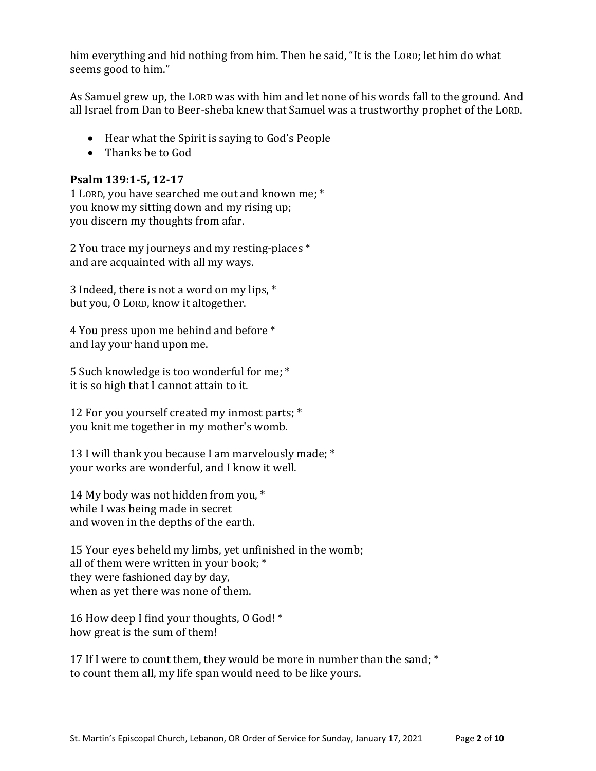him everything and hid nothing from him. Then he said, "It is the LORD; let him do what seems good to him."

As Samuel grew up, the LORD was with him and let none of his words fall to the ground. And all Israel from Dan to Beer-sheba knew that Samuel was a trustworthy prophet of the LORD.

- Hear what the Spirit is saying to God's People
- Thanks be to God

**Psalm 139:1-5, 12-17**

1 LORD, you have searched me out and known me; *
you know my sitting down and my rising up;
you discern my thoughts from afar.

2 You trace my journeys and my resting-places *
and are acquainted with all my ways.

3 Indeed, there is not a word on my lips, *
but you, O LORD, know it altogether.

4 You press upon me behind and before *
and lay your hand upon me.

5 Such knowledge is too wonderful for me; *
it is so high that I cannot attain to it.

12 For you yourself created my inmost parts; *
you knit me together in my mother's womb.

13 I will thank you because I am marvelously made; *
your works are wonderful, and I know it well.

14 My body was not hidden from you, *
while I was being made in secret
and woven in the depths of the earth.

15 Your eyes beheld my limbs, yet unfinished in the womb;
all of them were written in your book; *
they were fashioned day by day,
when as yet there was none of them.

16 How deep I find your thoughts, O God! *
how great is the sum of them!

17 If I were to count them, they would be more in number than the sand; *
to count them all, my life span would need to be like yours.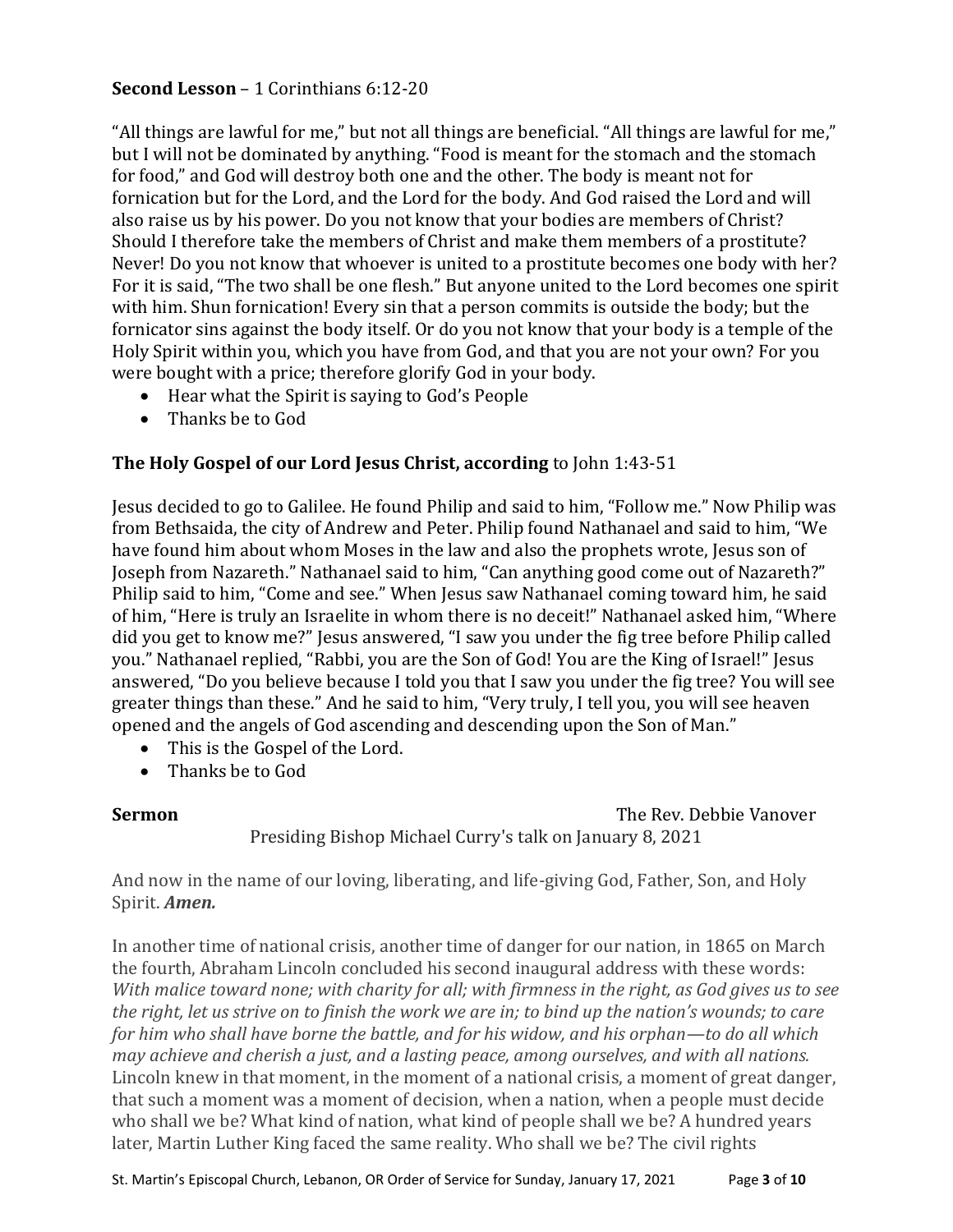**Second Lesson** – 1 Corinthians 6:12-20

"All things are lawful for me," but not all things are beneficial. "All things are lawful for me," but I will not be dominated by anything. "Food is meant for the stomach and the stomach for food," and God will destroy both one and the other. The body is meant not for fornication but for the Lord, and the Lord for the body. And God raised the Lord and will also raise us by his power. Do you not know that your bodies are members of Christ? Should I therefore take the members of Christ and make them members of a prostitute? Never! Do you not know that whoever is united to a prostitute becomes one body with her? For it is said, "The two shall be one flesh." But anyone united to the Lord becomes one spirit with him. Shun fornication! Every sin that a person commits is outside the body; but the fornicator sins against the body itself. Or do you not know that your body is a temple of the Holy Spirit within you, which you have from God, and that you are not your own? For you were bought with a price; therefore glorify God in your body.

- Hear what the Spirit is saying to God's People
- Thanks be to God

**The Holy Gospel of our Lord Jesus Christ, according** to John 1:43-51

Jesus decided to go to Galilee. He found Philip and said to him, "Follow me." Now Philip was from Bethsaida, the city of Andrew and Peter. Philip found Nathanael and said to him, "We have found him about whom Moses in the law and also the prophets wrote, Jesus son of Joseph from Nazareth." Nathanael said to him, "Can anything good come out of Nazareth?" Philip said to him, "Come and see." When Jesus saw Nathanael coming toward him, he said of him, "Here is truly an Israelite in whom there is no deceit!" Nathanael asked him, "Where did you get to know me?" Jesus answered, "I saw you under the fig tree before Philip called you." Nathanael replied, "Rabbi, you are the Son of God! You are the King of Israel!" Jesus answered, "Do you believe because I told you that I saw you under the fig tree? You will see greater things than these." And he said to him, "Very truly, I tell you, you will see heaven opened and the angels of God ascending and descending upon the Son of Man."

- This is the Gospel of the Lord.
- Thanks be to God

**Sermon** The Rev. Debbie Vanover

Presiding Bishop Michael Curry's talk on January 8, 2021

And now in the name of our loving, liberating, and life-giving God, Father, Son, and Holy Spirit. ***Amen.***

In another time of national crisis, another time of danger for our nation, in 1865 on March the fourth, Abraham Lincoln concluded his second inaugural address with these words: *With malice toward none; with charity for all; with firmness in the right, as God gives us to see the right, let us strive on to finish the work we are in; to bind up the nation's wounds; to care for him who shall have borne the battle, and for his widow, and his orphan—to do all which may achieve and cherish a just, and a lasting peace, among ourselves, and with all nations.* Lincoln knew in that moment, in the moment of a national crisis, a moment of great danger, that such a moment was a moment of decision, when a nation, when a people must decide who shall we be? What kind of nation, what kind of people shall we be? A hundred years later, Martin Luther King faced the same reality. Who shall we be? The civil rights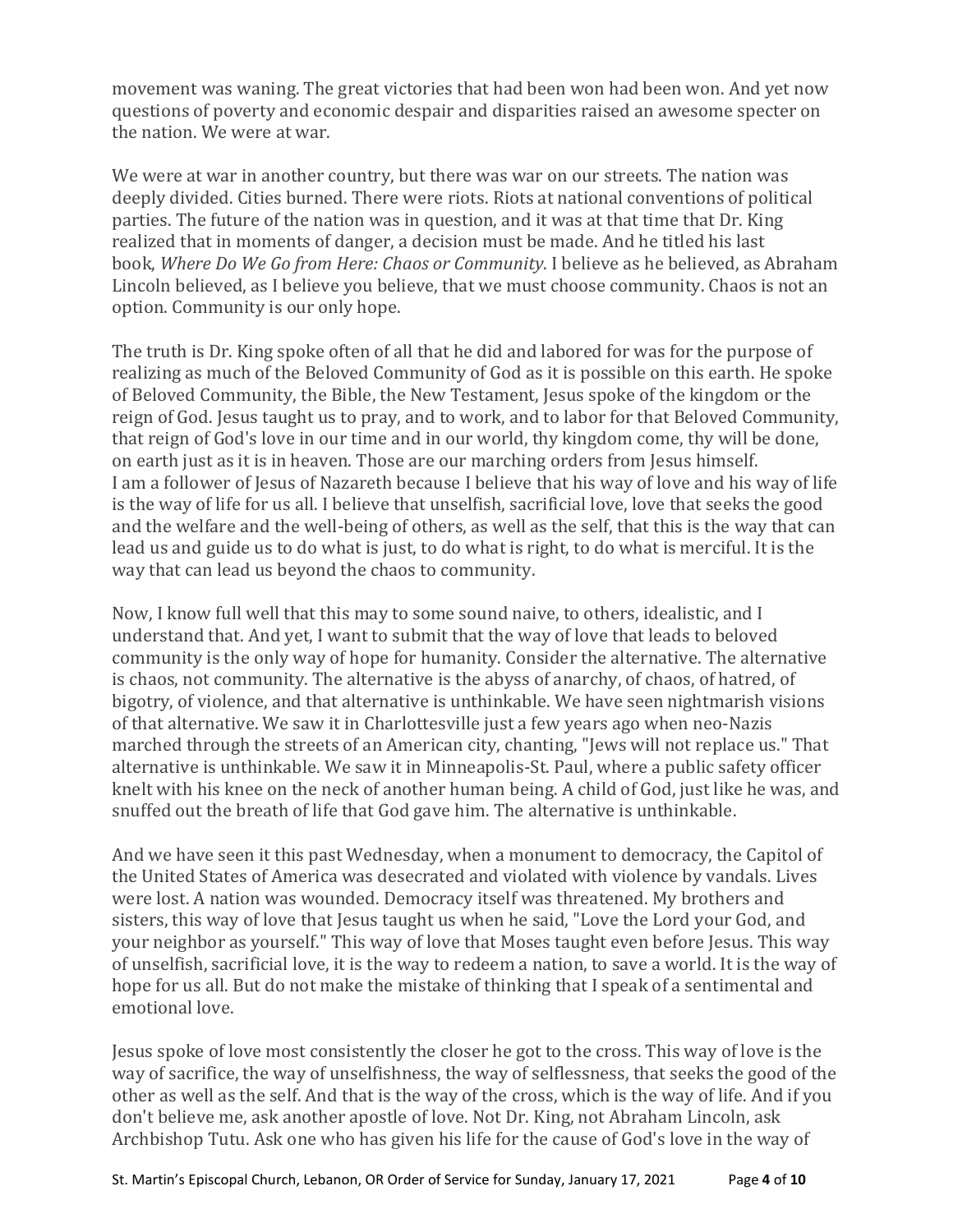movement was waning. The great victories that had been won had been won. And yet now questions of poverty and economic despair and disparities raised an awesome specter on the nation. We were at war.

We were at war in another country, but there was war on our streets. The nation was deeply divided. Cities burned. There were riots. Riots at national conventions of political parties. The future of the nation was in question, and it was at that time that Dr. King realized that in moments of danger, a decision must be made. And he titled his last book, *Where Do We Go from Here: Chaos or Community*. I believe as he believed, as Abraham Lincoln believed, as I believe you believe, that we must choose community. Chaos is not an option. Community is our only hope.

The truth is Dr. King spoke often of all that he did and labored for was for the purpose of realizing as much of the Beloved Community of God as it is possible on this earth. He spoke of Beloved Community, the Bible, the New Testament, Jesus spoke of the kingdom or the reign of God. Jesus taught us to pray, and to work, and to labor for that Beloved Community, that reign of God's love in our time and in our world, thy kingdom come, thy will be done, on earth just as it is in heaven. Those are our marching orders from Jesus himself.
I am a follower of Jesus of Nazareth because I believe that his way of love and his way of life is the way of life for us all. I believe that unselfish, sacrificial love, love that seeks the good and the welfare and the well-being of others, as well as the self, that this is the way that can lead us and guide us to do what is just, to do what is right, to do what is merciful. It is the way that can lead us beyond the chaos to community.

Now, I know full well that this may to some sound naive, to others, idealistic, and I understand that. And yet, I want to submit that the way of love that leads to beloved community is the only way of hope for humanity. Consider the alternative. The alternative is chaos, not community. The alternative is the abyss of anarchy, of chaos, of hatred, of bigotry, of violence, and that alternative is unthinkable. We have seen nightmarish visions of that alternative. We saw it in Charlottesville just a few years ago when neo-Nazis marched through the streets of an American city, chanting, "Jews will not replace us." That alternative is unthinkable. We saw it in Minneapolis-St. Paul, where a public safety officer knelt with his knee on the neck of another human being. A child of God, just like he was, and snuffed out the breath of life that God gave him. The alternative is unthinkable.

And we have seen it this past Wednesday, when a monument to democracy, the Capitol of the United States of America was desecrated and violated with violence by vandals. Lives were lost. A nation was wounded. Democracy itself was threatened. My brothers and sisters, this way of love that Jesus taught us when he said, "Love the Lord your God, and your neighbor as yourself." This way of love that Moses taught even before Jesus. This way of unselfish, sacrificial love, it is the way to redeem a nation, to save a world. It is the way of hope for us all. But do not make the mistake of thinking that I speak of a sentimental and emotional love.

Jesus spoke of love most consistently the closer he got to the cross. This way of love is the way of sacrifice, the way of unselfishness, the way of selflessness, that seeks the good of the other as well as the self. And that is the way of the cross, which is the way of life. And if you don't believe me, ask another apostle of love. Not Dr. King, not Abraham Lincoln, ask Archbishop Tutu. Ask one who has given his life for the cause of God's love in the way of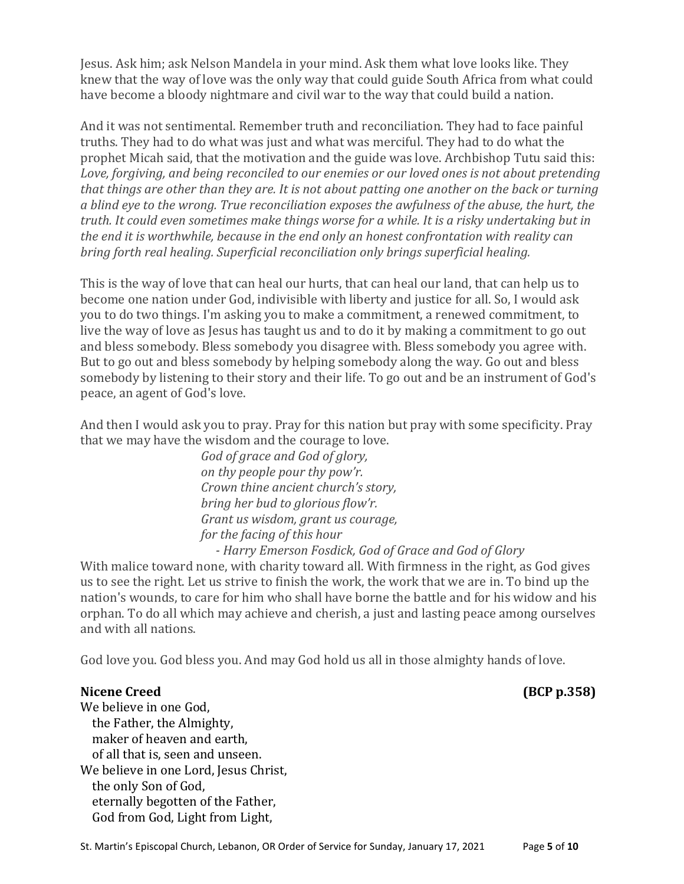Jesus. Ask him; ask Nelson Mandela in your mind. Ask them what love looks like. They knew that the way of love was the only way that could guide South Africa from what could have become a bloody nightmare and civil war to the way that could build a nation.

And it was not sentimental. Remember truth and reconciliation. They had to face painful truths. They had to do what was just and what was merciful. They had to do what the prophet Micah said, that the motivation and the guide was love. Archbishop Tutu said this: *Love, forgiving, and being reconciled to our enemies or our loved ones is not about pretending that things are other than they are. It is not about patting one another on the back or turning a blind eye to the wrong. True reconciliation exposes the awfulness of the abuse, the hurt, the truth. It could even sometimes make things worse for a while. It is a risky undertaking but in the end it is worthwhile, because in the end only an honest confrontation with reality can bring forth real healing. Superficial reconciliation only brings superficial healing.*

This is the way of love that can heal our hurts, that can heal our land, that can help us to become one nation under God, indivisible with liberty and justice for all. So, I would ask you to do two things. I'm asking you to make a commitment, a renewed commitment, to live the way of love as Jesus has taught us and to do it by making a commitment to go out and bless somebody. Bless somebody you disagree with. Bless somebody you agree with. But to go out and bless somebody by helping somebody along the way. Go out and bless somebody by listening to their story and their life. To go out and be an instrument of God's peace, an agent of God's love.

And then I would ask you to pray. Pray for this nation but pray with some specificity. Pray that we may have the wisdom and the courage to love.

*God of grace and God of glory,*
*on thy people pour thy pow'r.*
*Crown thine ancient church's story,*
*bring her bud to glorious flow'r.*
*Grant us wisdom, grant us courage,*
*for the facing of this hour*
*- Harry Emerson Fosdick, God of Grace and God of Glory*

With malice toward none, with charity toward all. With firmness in the right, as God gives us to see the right. Let us strive to finish the work, the work that we are in. To bind up the nation's wounds, to care for him who shall have borne the battle and for his widow and his orphan. To do all which may achieve and cherish, a just and lasting peace among ourselves and with all nations.

God love you. God bless you. And may God hold us all in those almighty hands of love.

**Nicene Creed (BCP p.358)**

We believe in one God,
the Father, the Almighty,
maker of heaven and earth,
of all that is, seen and unseen.
We believe in one Lord, Jesus Christ,
the only Son of God,
eternally begotten of the Father,
God from God, Light from Light,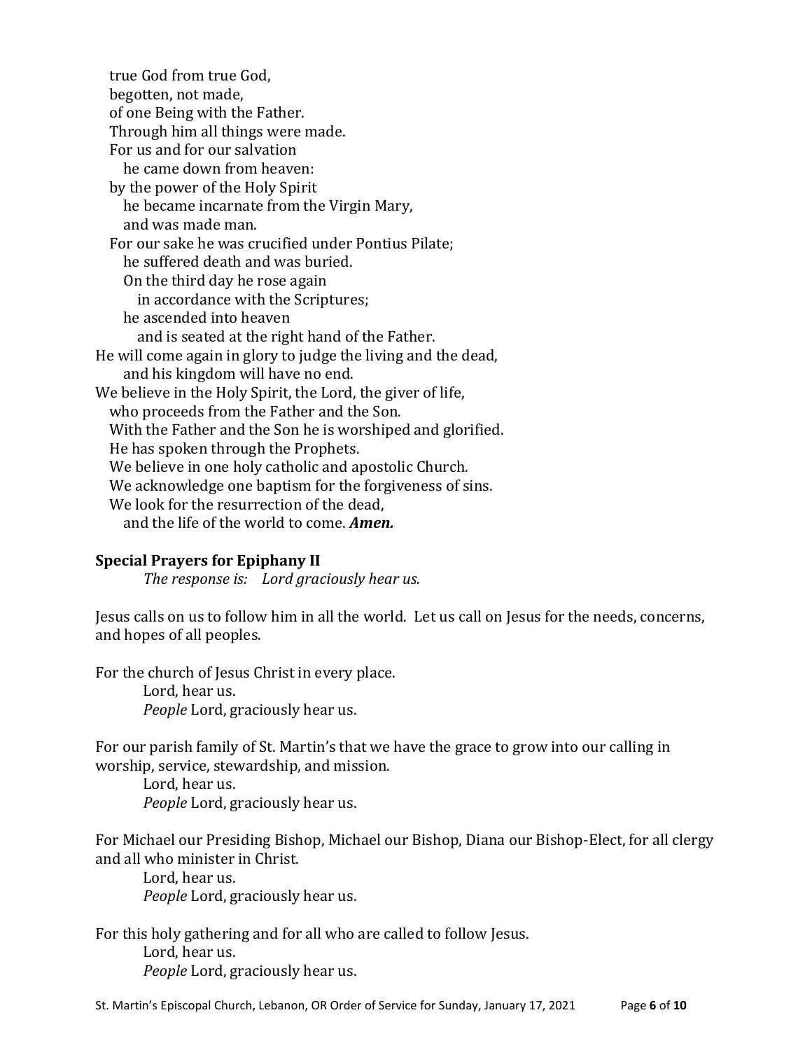true God from true God,
begotten, not made,
of one Being with the Father.
Through him all things were made.
For us and for our salvation
he came down from heaven:
by the power of the Holy Spirit
he became incarnate from the Virgin Mary,
and was made man.
For our sake he was crucified under Pontius Pilate;
he suffered death and was buried.
On the third day he rose again
in accordance with the Scriptures;
he ascended into heaven
and is seated at the right hand of the Father.
He will come again in glory to judge the living and the dead,
and his kingdom will have no end.
We believe in the Holy Spirit, the Lord, the giver of life,
who proceeds from the Father and the Son.
With the Father and the Son he is worshiped and glorified.
He has spoken through the Prophets.
We believe in one holy catholic and apostolic Church.
We acknowledge one baptism for the forgiveness of sins.
We look for the resurrection of the dead,
and the life of the world to come. ***Amen.***

**Special Prayers for Epiphany II**

*The response is: Lord graciously hear us.*

Jesus calls on us to follow him in all the world. Let us call on Jesus for the needs, concerns, and hopes of all peoples.

For the church of Jesus Christ in every place.
Lord, hear us.
*People* Lord, graciously hear us.

For our parish family of St. Martin's that we have the grace to grow into our calling in worship, service, stewardship, and mission.
Lord, hear us.
*People* Lord, graciously hear us.

For Michael our Presiding Bishop, Michael our Bishop, Diana our Bishop-Elect, for all clergy and all who minister in Christ.
Lord, hear us.
*People* Lord, graciously hear us.

For this holy gathering and for all who are called to follow Jesus.
Lord, hear us.
*People* Lord, graciously hear us.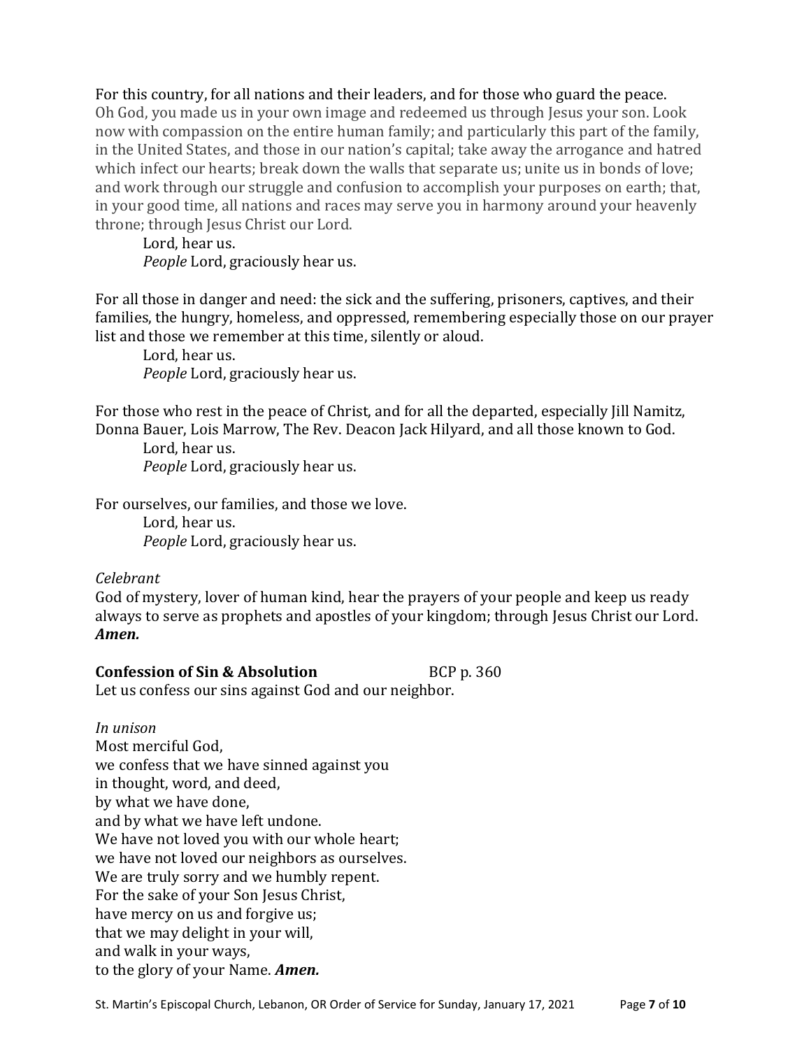For this country, for all nations and their leaders, and for those who guard the peace.
Oh God, you made us in your own image and redeemed us through Jesus your son. Look now with compassion on the entire human family; and particularly this part of the family, in the United States, and those in our nation's capital; take away the arrogance and hatred which infect our hearts; break down the walls that separate us; unite us in bonds of love; and work through our struggle and confusion to accomplish your purposes on earth; that, in your good time, all nations and races may serve you in harmony around your heavenly throne; through Jesus Christ our Lord.

Lord, hear us.
*People* Lord, graciously hear us.

For all those in danger and need: the sick and the suffering, prisoners, captives, and their families, the hungry, homeless, and oppressed, remembering especially those on our prayer list and those we remember at this time, silently or aloud.

Lord, hear us.
*People* Lord, graciously hear us.

For those who rest in the peace of Christ, and for all the departed, especially Jill Namitz, Donna Bauer, Lois Marrow, The Rev. Deacon Jack Hilyard, and all those known to God.

Lord, hear us.
*People* Lord, graciously hear us.

For ourselves, our families, and those we love.

Lord, hear us.
*People* Lord, graciously hear us.

*Celebrant*
God of mystery, lover of human kind, hear the prayers of your people and keep us ready always to serve as prophets and apostles of your kingdom; through Jesus Christ our Lord. ***Amen.***

**Confession of Sin & Absolution** BCP p. 360
Let us confess our sins against God and our neighbor.

*In unison*
Most merciful God,
we confess that we have sinned against you
in thought, word, and deed,
by what we have done,
and by what we have left undone.
We have not loved you with our whole heart;
we have not loved our neighbors as ourselves.
We are truly sorry and we humbly repent.
For the sake of your Son Jesus Christ,
have mercy on us and forgive us;
that we may delight in your will,
and walk in your ways,
to the glory of your Name. ***Amen.***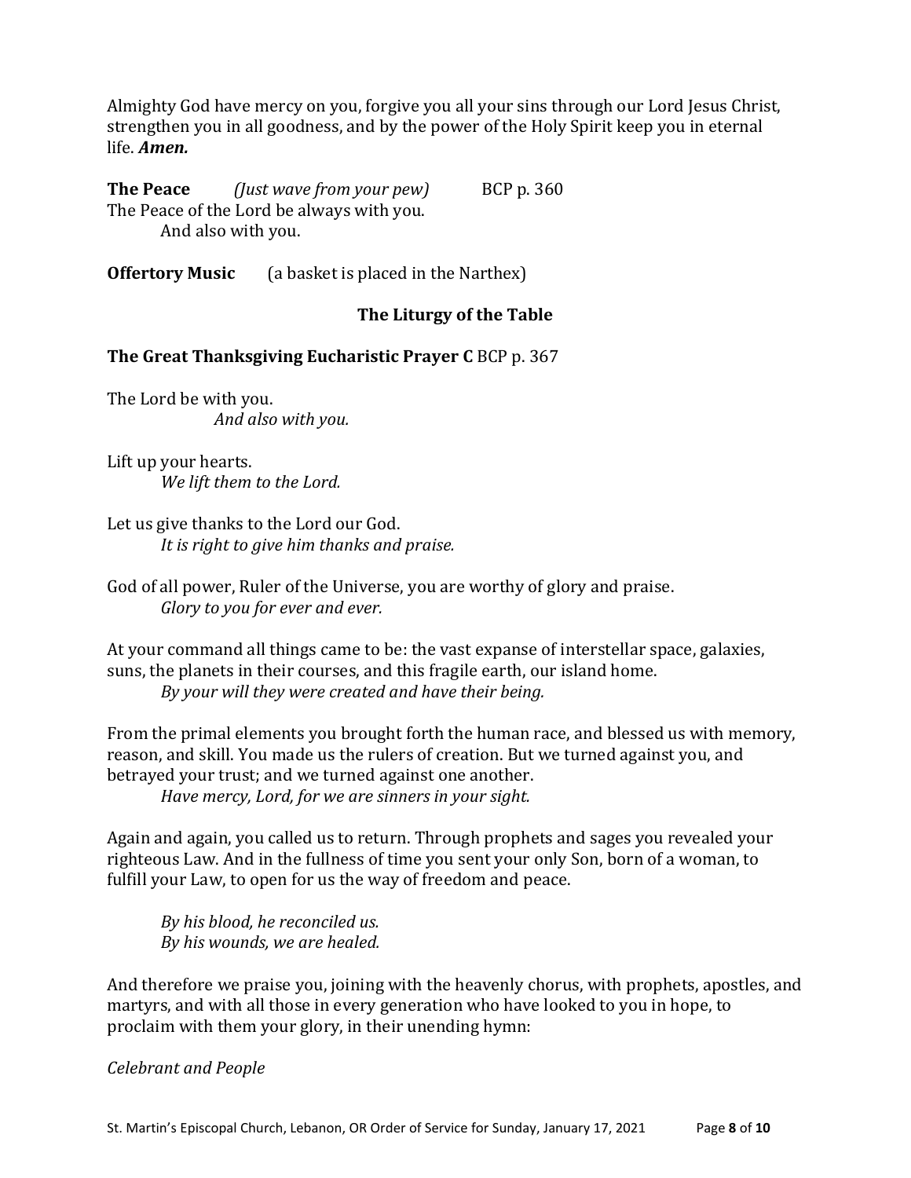Almighty God have mercy on you, forgive you all your sins through our Lord Jesus Christ, strengthen you in all goodness, and by the power of the Holy Spirit keep you in eternal life. ***Amen.***

**The Peace** *(Just wave from your pew)* BCP p. 360

The Peace of the Lord be always with you.

And also with you.

**Offertory Music** (a basket is placed in the Narthex)

### The Liturgy of the Table

**The Great Thanksgiving Eucharistic Prayer C** BCP p. 367

The Lord be with you.

*And also with you.*

Lift up your hearts.

*We lift them to the Lord.*

Let us give thanks to the Lord our God.

*It is right to give him thanks and praise.*

God of all power, Ruler of the Universe, you are worthy of glory and praise.

*Glory to you for ever and ever.*

At your command all things came to be: the vast expanse of interstellar space, galaxies, suns, the planets in their courses, and this fragile earth, our island home.

*By your will they were created and have their being.*

From the primal elements you brought forth the human race, and blessed us with memory, reason, and skill. You made us the rulers of creation. But we turned against you, and betrayed your trust; and we turned against one another.

*Have mercy, Lord, for we are sinners in your sight.*

Again and again, you called us to return. Through prophets and sages you revealed your righteous Law. And in the fullness of time you sent your only Son, born of a woman, to fulfill your Law, to open for us the way of freedom and peace.

*By his blood, he reconciled us.*
*By his wounds, we are healed.*

And therefore we praise you, joining with the heavenly chorus, with prophets, apostles, and martyrs, and with all those in every generation who have looked to you in hope, to proclaim with them your glory, in their unending hymn:

*Celebrant and People*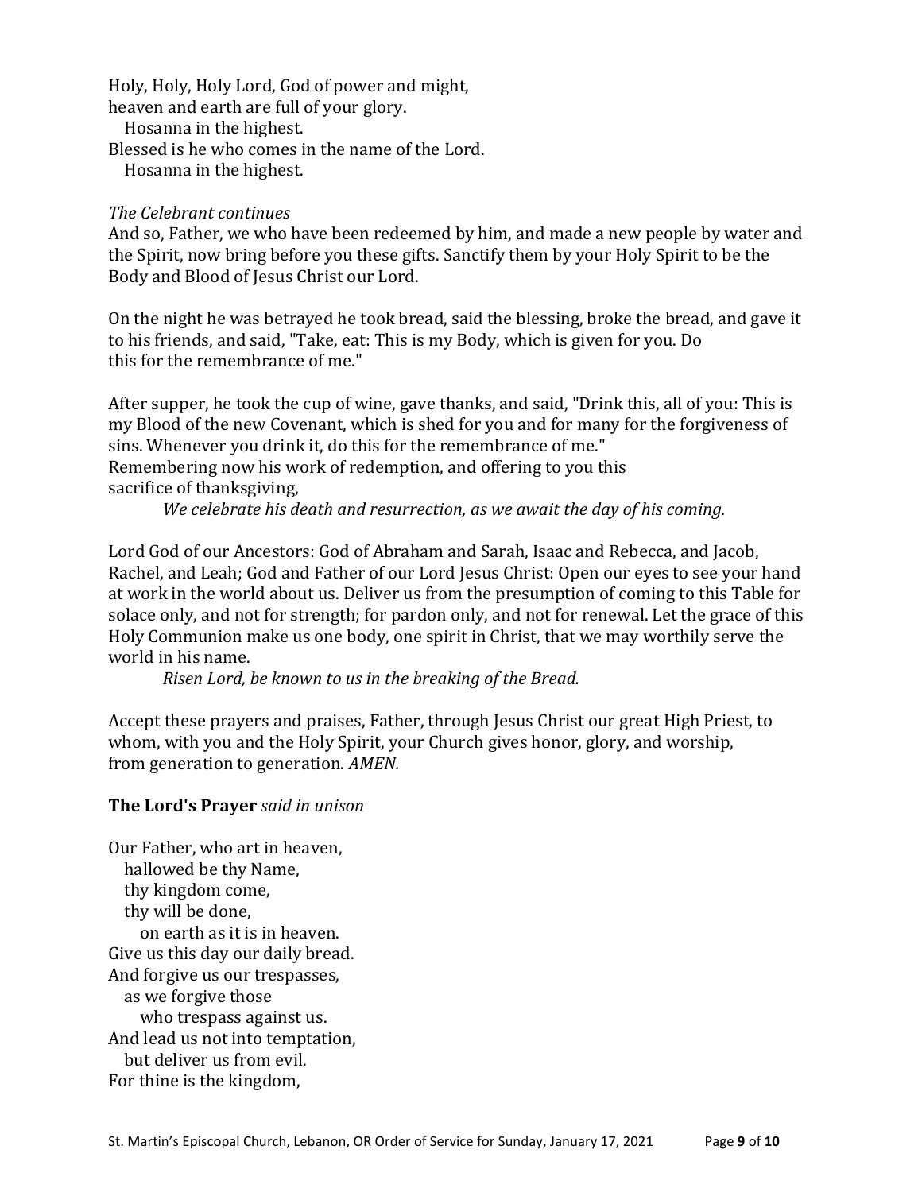Holy, Holy, Holy Lord, God of power and might,
heaven and earth are full of your glory.
   Hosanna in the highest.
Blessed is he who comes in the name of the Lord.
   Hosanna in the highest.

*The Celebrant continues*
And so, Father, we who have been redeemed by him, and made a new people by water and the Spirit, now bring before you these gifts. Sanctify them by your Holy Spirit to be the Body and Blood of Jesus Christ our Lord.

On the night he was betrayed he took bread, said the blessing, broke the bread, and gave it to his friends, and said, "Take, eat: This is my Body, which is given for you. Do this for the remembrance of me."

After supper, he took the cup of wine, gave thanks, and said, "Drink this, all of you: This is my Blood of the new Covenant, which is shed for you and for many for the forgiveness of sins. Whenever you drink it, do this for the remembrance of me."
Remembering now his work of redemption, and offering to you this sacrifice of thanksgiving,

*We celebrate his death and resurrection, as we await the day of his coming.*

Lord God of our Ancestors: God of Abraham and Sarah, Isaac and Rebecca, and Jacob, Rachel, and Leah; God and Father of our Lord Jesus Christ: Open our eyes to see your hand at work in the world about us. Deliver us from the presumption of coming to this Table for solace only, and not for strength; for pardon only, and not for renewal. Let the grace of this Holy Communion make us one body, one spirit in Christ, that we may worthily serve the world in his name.

*Risen Lord, be known to us in the breaking of the Bread.*

Accept these prayers and praises, Father, through Jesus Christ our great High Priest, to whom, with you and the Holy Spirit, your Church gives honor, glory, and worship, from generation to generation. *AMEN.*

**The Lord's Prayer** *said in unison*

Our Father, who art in heaven,
   hallowed be thy Name,
   thy kingdom come,
   thy will be done,
      on earth as it is in heaven.
Give us this day our daily bread.
And forgive us our trespasses,
   as we forgive those
      who trespass against us.
And lead us not into temptation,
   but deliver us from evil.
For thine is the kingdom,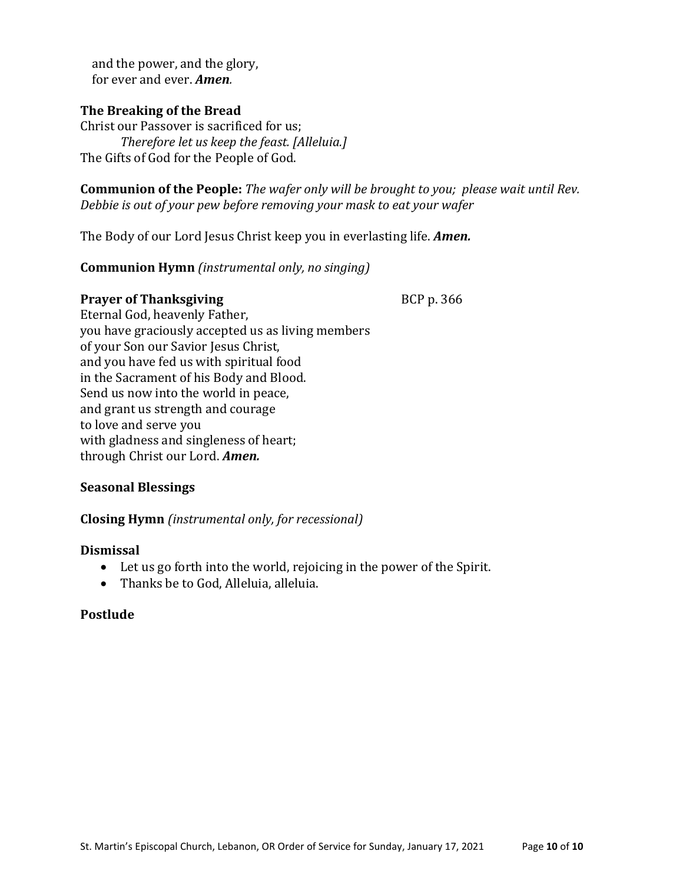and the power, and the glory,
for ever and ever. ***Amen.***

**The Breaking of the Bread**
Christ our Passover is sacrificed for us;
*Therefore let us keep the feast. [Alleluia.]*
The Gifts of God for the People of God.

**Communion of the People:** *The wafer only will be brought to you; please wait until Rev. Debbie is out of your pew before removing your mask to eat your wafer*

The Body of our Lord Jesus Christ keep you in everlasting life. ***Amen.***

**Communion Hymn** *(instrumental only, no singing)*

**Prayer of Thanksgiving** BCP p. 366
Eternal God, heavenly Father,
you have graciously accepted us as living members
of your Son our Savior Jesus Christ,
and you have fed us with spiritual food
in the Sacrament of his Body and Blood.
Send us now into the world in peace,
and grant us strength and courage
to love and serve you
with gladness and singleness of heart;
through Christ our Lord. ***Amen.***

**Seasonal Blessings**

**Closing Hymn** *(instrumental only, for recessional)*

**Dismissal**

- Let us go forth into the world, rejoicing in the power of the Spirit.
- Thanks be to God, Alleluia, alleluia.

**Postlude**